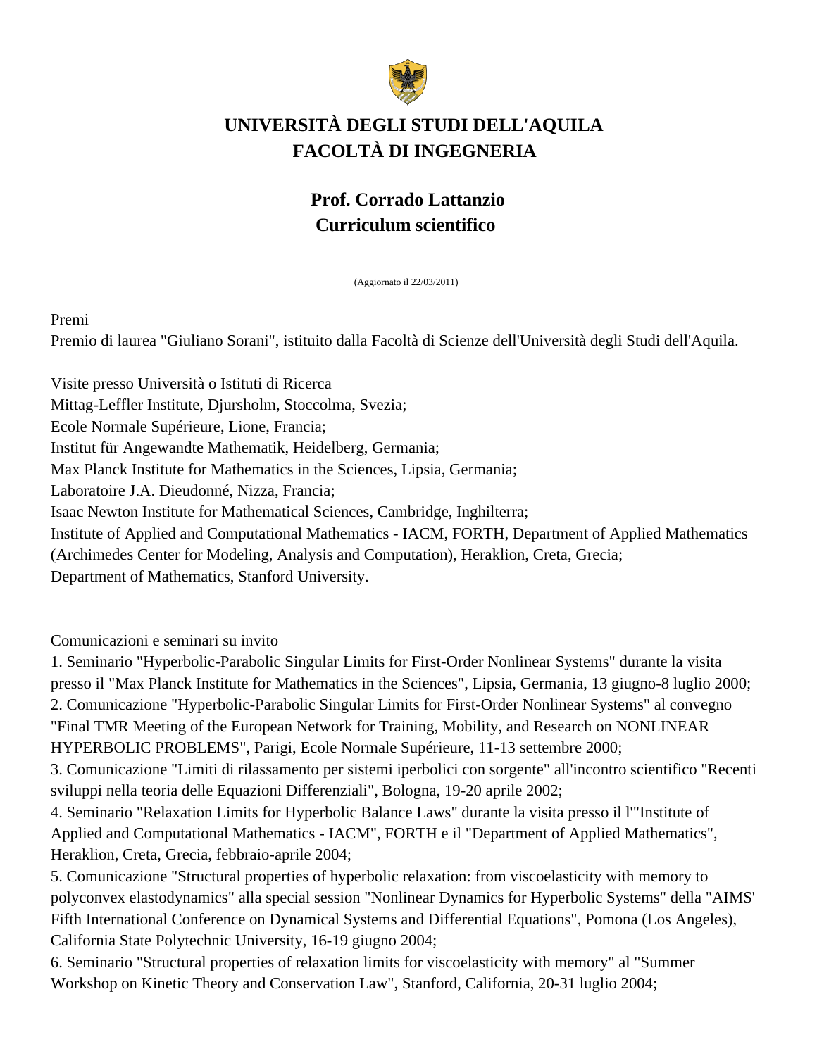# UNIVERSITÀ DEGLI STUDI DELL'AQUILA
# FACOLTÀ DI INGEGNERIA

## Prof. Corrado Lattanzio
## Curriculum scientifico

(Aggiornato il 22/03/2011)

Premi

Premio di laurea "Giuliano Sorani", istituito dalla Facoltà di Scienze dell'Università degli Studi dell'Aquila.

Visite presso Università o Istituti di Ricerca

Mittag-Leffler Institute, Djursholm, Stoccolma, Svezia;
Ecole Normale Supérieure, Lione, Francia;
Institut für Angewandte Mathematik, Heidelberg, Germania;
Max Planck Institute for Mathematics in the Sciences, Lipsia, Germania;
Laboratoire J.A. Dieudonné, Nizza, Francia;
Isaac Newton Institute for Mathematical Sciences, Cambridge, Inghilterra;
Institute of Applied and Computational Mathematics - IACM, FORTH, Department of Applied Mathematics (Archimedes Center for Modeling, Analysis and Computation), Heraklion, Creta, Grecia;
Department of Mathematics, Stanford University.

Comunicazioni e seminari su invito

1. Seminario "Hyperbolic-Parabolic Singular Limits for First-Order Nonlinear Systems" durante la visita presso il "Max Planck Institute for Mathematics in the Sciences", Lipsia, Germania, 13 giugno-8 luglio 2000;
2. Comunicazione "Hyperbolic-Parabolic Singular Limits for First-Order Nonlinear Systems" al convegno "Final TMR Meeting of the European Network for Training, Mobility, and Research on NONLINEAR HYPERBOLIC PROBLEMS", Parigi, Ecole Normale Supérieure, 11-13 settembre 2000;
3. Comunicazione "Limiti di rilassamento per sistemi iperbolici con sorgente" all'incontro scientifico "Recenti sviluppi nella teoria delle Equazioni Differenziali", Bologna, 19-20 aprile 2002;
4. Seminario "Relaxation Limits for Hyperbolic Balance Laws" durante la visita presso il l'"Institute of Applied and Computational Mathematics - IACM", FORTH e il "Department of Applied Mathematics", Heraklion, Creta, Grecia, febbraio-aprile 2004;
5. Comunicazione "Structural properties of hyperbolic relaxation: from viscoelasticity with memory to polyconvex elastodynamics" alla special session "Nonlinear Dynamics for Hyperbolic Systems" della "AIMS' Fifth International Conference on Dynamical Systems and Differential Equations", Pomona (Los Angeles), California State Polytechnic University, 16-19 giugno 2004;
6. Seminario "Structural properties of relaxation limits for viscoelasticity with memory" al "Summer Workshop on Kinetic Theory and Conservation Law", Stanford, California, 20-31 luglio 2004;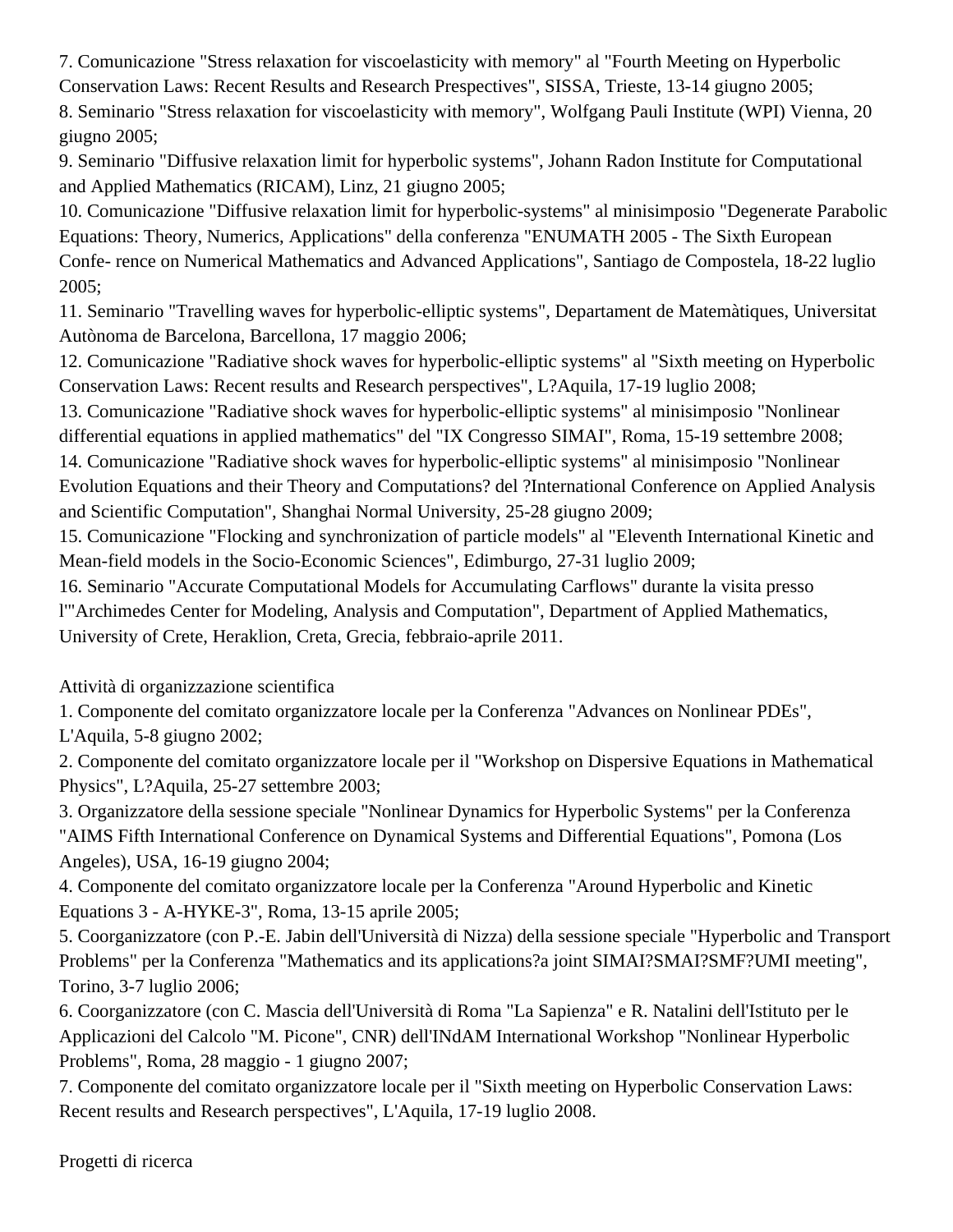7. Comunicazione "Stress relaxation for viscoelasticity with memory" al "Fourth Meeting on Hyperbolic Conservation Laws: Recent Results and Research Prespectives", SISSA, Trieste, 13-14 giugno 2005;
8. Seminario "Stress relaxation for viscoelasticity with memory", Wolfgang Pauli Institute (WPI) Vienna, 20 giugno 2005;
9. Seminario "Diffusive relaxation limit for hyperbolic systems", Johann Radon Institute for Computational and Applied Mathematics (RICAM), Linz, 21 giugno 2005;
10. Comunicazione "Diffusive relaxation limit for hyperbolic-systems" al minisimposio "Degenerate Parabolic Equations: Theory, Numerics, Applications" della conferenza "ENUMATH 2005 - The Sixth European Confe- rence on Numerical Mathematics and Advanced Applications", Santiago de Compostela, 18-22 luglio 2005;
11. Seminario "Travelling waves for hyperbolic-elliptic systems", Departament de Matemàtiques, Universitat Autònoma de Barcelona, Barcellona, 17 maggio 2006;
12. Comunicazione "Radiative shock waves for hyperbolic-elliptic systems" al "Sixth meeting on Hyperbolic Conservation Laws: Recent results and Research perspectives", L?Aquila, 17-19 luglio 2008;
13. Comunicazione "Radiative shock waves for hyperbolic-elliptic systems" al minisimposio "Nonlinear differential equations in applied mathematics" del "IX Congresso SIMAI", Roma, 15-19 settembre 2008;
14. Comunicazione "Radiative shock waves for hyperbolic-elliptic systems" al minisimposio "Nonlinear Evolution Equations and their Theory and Computations? del ?International Conference on Applied Analysis and Scientific Computation", Shanghai Normal University, 25-28 giugno 2009;
15. Comunicazione "Flocking and synchronization of particle models" al "Eleventh International Kinetic and Mean-field models in the Socio-Economic Sciences", Edimburgo, 27-31 luglio 2009;
16. Seminario "Accurate Computational Models for Accumulating Carflows" durante la visita presso l'"Archimedes Center for Modeling, Analysis and Computation", Department of Applied Mathematics, University of Crete, Heraklion, Creta, Grecia, febbraio-aprile 2011.

Attività di organizzazione scientifica

1. Componente del comitato organizzatore locale per la Conferenza "Advances on Nonlinear PDEs", L'Aquila, 5-8 giugno 2002;
2. Componente del comitato organizzatore locale per il "Workshop on Dispersive Equations in Mathematical Physics", L?Aquila, 25-27 settembre 2003;
3. Organizzatore della sessione speciale "Nonlinear Dynamics for Hyperbolic Systems" per la Conferenza "AIMS Fifth International Conference on Dynamical Systems and Differential Equations", Pomona (Los Angeles), USA, 16-19 giugno 2004;
4. Componente del comitato organizzatore locale per la Conferenza "Around Hyperbolic and Kinetic Equations 3 - A-HYKE-3", Roma, 13-15 aprile 2005;
5. Coorganizzatore (con P.-E. Jabin dell'Università di Nizza) della sessione speciale "Hyperbolic and Transport Problems" per la Conferenza "Mathematics and its applications?a joint SIMAI?SMAI?SMF?UMI meeting", Torino, 3-7 luglio 2006;
6. Coorganizzatore (con C. Mascia dell'Università di Roma "La Sapienza" e R. Natalini dell'Istituto per le Applicazioni del Calcolo "M. Picone", CNR) dell'INdAM International Workshop "Nonlinear Hyperbolic Problems", Roma, 28 maggio - 1 giugno 2007;
7. Componente del comitato organizzatore locale per il "Sixth meeting on Hyperbolic Conservation Laws: Recent results and Research perspectives", L'Aquila, 17-19 luglio 2008.

Progetti di ricerca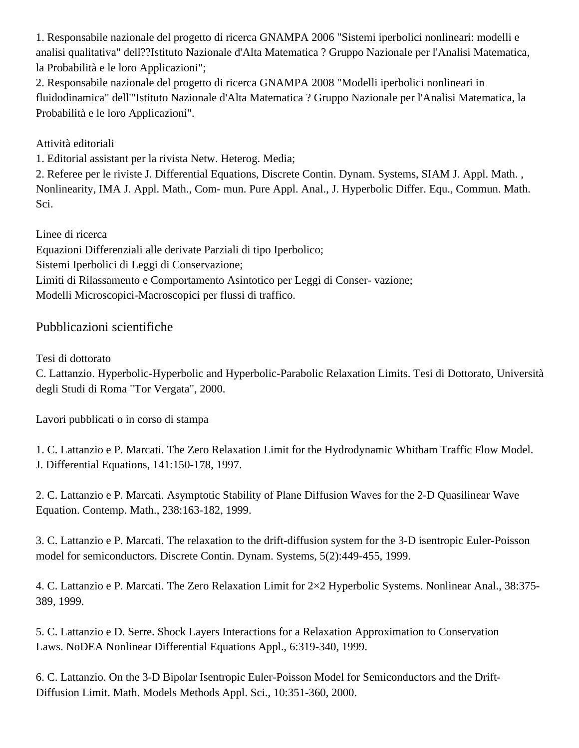1. Responsabile nazionale del progetto di ricerca GNAMPA 2006 "Sistemi iperbolici nonlineari: modelli e analisi qualitativa" dell??Istituto Nazionale d'Alta Matematica ? Gruppo Nazionale per l'Analisi Matematica, la Probabilità e le loro Applicazioni";
2. Responsabile nazionale del progetto di ricerca GNAMPA 2008 "Modelli iperbolici nonlineari in fluidodinamica" dell'"Istituto Nazionale d'Alta Matematica ? Gruppo Nazionale per l'Analisi Matematica, la Probabilità e le loro Applicazioni".

Attività editoriali
1. Editorial assistant per la rivista Netw. Heterog. Media;
2. Referee per le riviste J. Differential Equations, Discrete Contin. Dynam. Systems, SIAM J. Appl. Math. , Nonlinearity, IMA J. Appl. Math., Com- mun. Pure Appl. Anal., J. Hyperbolic Differ. Equ., Commun. Math. Sci.

Linee di ricerca
Equazioni Differenziali alle derivate Parziali di tipo Iperbolico;
Sistemi Iperbolici di Leggi di Conservazione;
Limiti di Rilassamento e Comportamento Asintotico per Leggi di Conser- vazione;
Modelli Microscopici-Macroscopici per flussi di traffico.

## Pubblicazioni scientifiche

Tesi di dottorato
C. Lattanzio. Hyperbolic-Hyperbolic and Hyperbolic-Parabolic Relaxation Limits. Tesi di Dottorato, Università degli Studi di Roma "Tor Vergata", 2000.

Lavori pubblicati o in corso di stampa

1. C. Lattanzio e P. Marcati. The Zero Relaxation Limit for the Hydrodynamic Whitham Traffic Flow Model. J. Differential Equations, 141:150-178, 1997.

2. C. Lattanzio e P. Marcati. Asymptotic Stability of Plane Diffusion Waves for the 2-D Quasilinear Wave Equation. Contemp. Math., 238:163-182, 1999.

3. C. Lattanzio e P. Marcati. The relaxation to the drift-diffusion system for the 3-D isentropic Euler-Poisson model for semiconductors. Discrete Contin. Dynam. Systems, 5(2):449-455, 1999.

4. C. Lattanzio e P. Marcati. The Zero Relaxation Limit for 2×2 Hyperbolic Systems. Nonlinear Anal., 38:375-389, 1999.

5. C. Lattanzio e D. Serre. Shock Layers Interactions for a Relaxation Approximation to Conservation Laws. NoDEA Nonlinear Differential Equations Appl., 6:319-340, 1999.

6. C. Lattanzio. On the 3-D Bipolar Isentropic Euler-Poisson Model for Semiconductors and the Drift-Diffusion Limit. Math. Models Methods Appl. Sci., 10:351-360, 2000.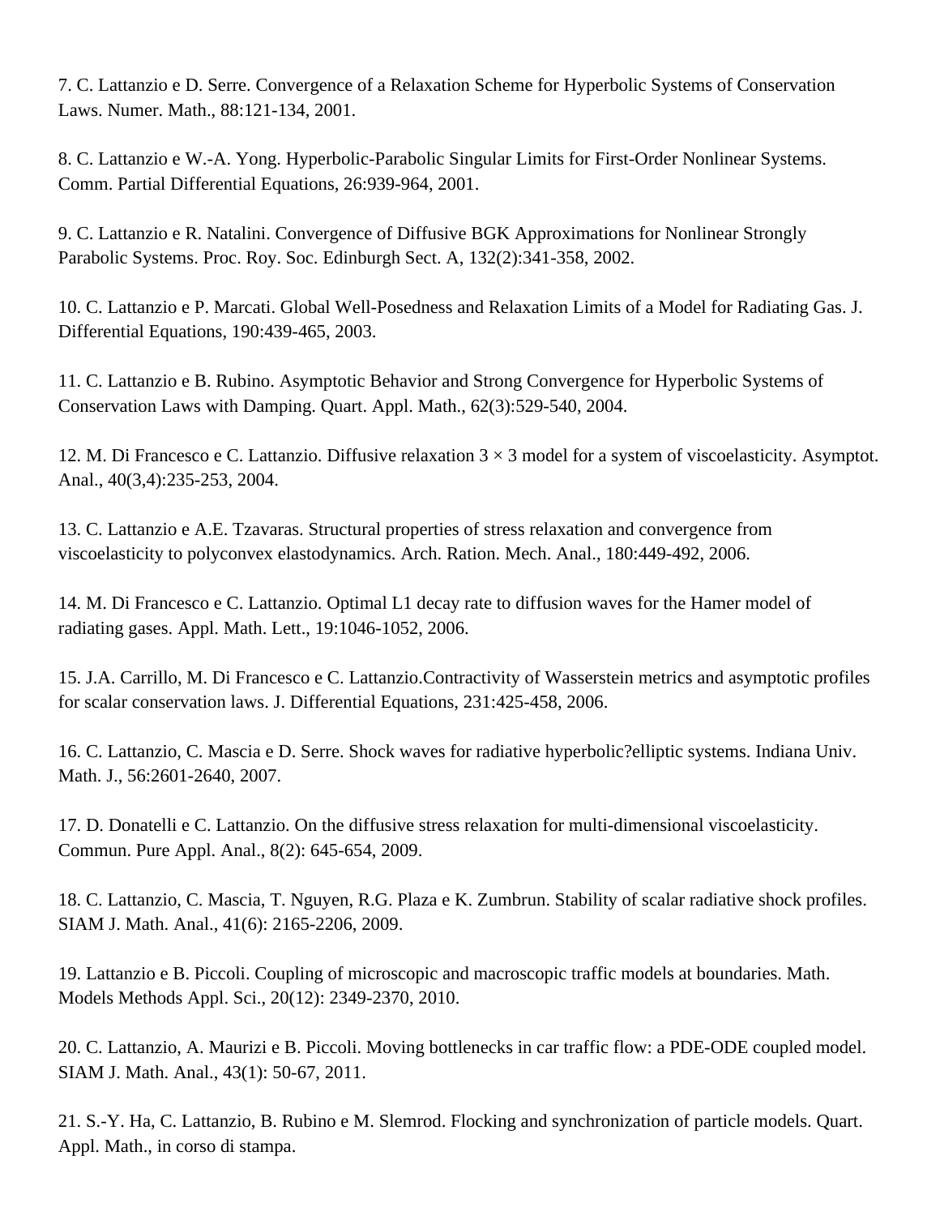7. C. Lattanzio e D. Serre. Convergence of a Relaxation Scheme for Hyperbolic Systems of Conservation Laws. Numer. Math., 88:121-134, 2001.

8. C. Lattanzio e W.-A. Yong. Hyperbolic-Parabolic Singular Limits for First-Order Nonlinear Systems. Comm. Partial Differential Equations, 26:939-964, 2001.

9. C. Lattanzio e R. Natalini. Convergence of Diffusive BGK Approximations for Nonlinear Strongly Parabolic Systems. Proc. Roy. Soc. Edinburgh Sect. A, 132(2):341-358, 2002.

10. C. Lattanzio e P. Marcati. Global Well-Posedness and Relaxation Limits of a Model for Radiating Gas. J. Differential Equations, 190:439-465, 2003.

11. C. Lattanzio e B. Rubino. Asymptotic Behavior and Strong Convergence for Hyperbolic Systems of Conservation Laws with Damping. Quart. Appl. Math., 62(3):529-540, 2004.

12. M. Di Francesco e C. Lattanzio. Diffusive relaxation $3 \times 3$ model for a system of viscoelasticity. Asymptot. Anal., 40(3,4):235-253, 2004.

13. C. Lattanzio e A.E. Tzavaras. Structural properties of stress relaxation and convergence from viscoelasticity to polyconvex elastodynamics. Arch. Ration. Mech. Anal., 180:449-492, 2006.

14. M. Di Francesco e C. Lattanzio. Optimal L1 decay rate to diffusion waves for the Hamer model of radiating gases. Appl. Math. Lett., 19:1046-1052, 2006.

15. J.A. Carrillo, M. Di Francesco e C. Lattanzio.Contractivity of Wasserstein metrics and asymptotic profiles for scalar conservation laws. J. Differential Equations, 231:425-458, 2006.

16. C. Lattanzio, C. Mascia e D. Serre. Shock waves for radiative hyperbolic?elliptic systems. Indiana Univ. Math. J., 56:2601-2640, 2007.

17. D. Donatelli e C. Lattanzio. On the diffusive stress relaxation for multi-dimensional viscoelasticity. Commun. Pure Appl. Anal., 8(2): 645-654, 2009.

18. C. Lattanzio, C. Mascia, T. Nguyen, R.G. Plaza e K. Zumbrun. Stability of scalar radiative shock profiles. SIAM J. Math. Anal., 41(6): 2165-2206, 2009.

19. Lattanzio e B. Piccoli. Coupling of microscopic and macroscopic traffic models at boundaries. Math. Models Methods Appl. Sci., 20(12): 2349-2370, 2010.

20. C. Lattanzio, A. Maurizi e B. Piccoli. Moving bottlenecks in car traffic flow: a PDE-ODE coupled model. SIAM J. Math. Anal., 43(1): 50-67, 2011.

21. S.-Y. Ha, C. Lattanzio, B. Rubino e M. Slemrod. Flocking and synchronization of particle models. Quart. Appl. Math., in corso di stampa.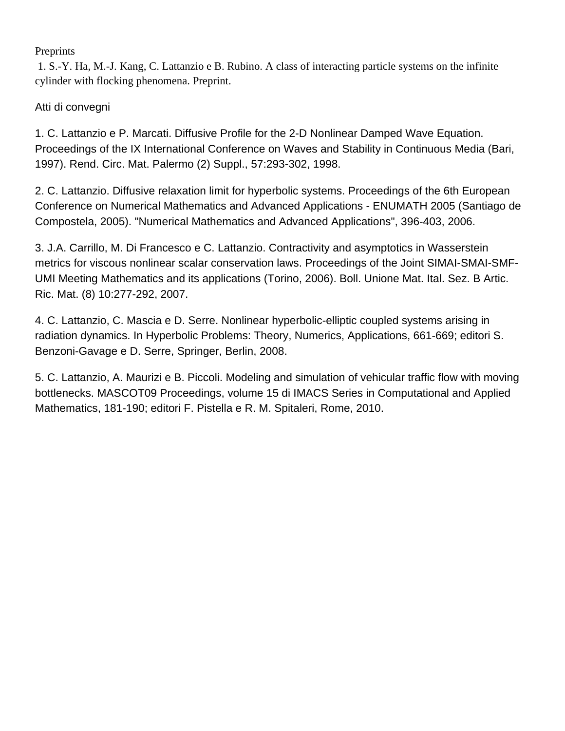Preprints

1. S.-Y. Ha, M.-J. Kang, C. Lattanzio e B. Rubino. A class of interacting particle systems on the infinite cylinder with flocking phenomena. Preprint.

Atti di convegni

1. C. Lattanzio e P. Marcati. Diffusive Profile for the 2-D Nonlinear Damped Wave Equation. Proceedings of the IX International Conference on Waves and Stability in Continuous Media (Bari, 1997). Rend. Circ. Mat. Palermo (2) Suppl., 57:293-302, 1998.

2. C. Lattanzio. Diffusive relaxation limit for hyperbolic systems. Proceedings of the 6th European Conference on Numerical Mathematics and Advanced Applications - ENUMATH 2005 (Santiago de Compostela, 2005). "Numerical Mathematics and Advanced Applications", 396-403, 2006.

3. J.A. Carrillo, M. Di Francesco e C. Lattanzio. Contractivity and asymptotics in Wasserstein metrics for viscous nonlinear scalar conservation laws. Proceedings of the Joint SIMAI-SMAI-SMF-UMI Meeting Mathematics and its applications (Torino, 2006). Boll. Unione Mat. Ital. Sez. B Artic. Ric. Mat. (8) 10:277-292, 2007.

4. C. Lattanzio, C. Mascia e D. Serre. Nonlinear hyperbolic-elliptic coupled systems arising in radiation dynamics. In Hyperbolic Problems: Theory, Numerics, Applications, 661-669; editori S. Benzoni-Gavage e D. Serre, Springer, Berlin, 2008.

5. C. Lattanzio, A. Maurizi e B. Piccoli. Modeling and simulation of vehicular traffic flow with moving bottlenecks. MASCOT09 Proceedings, volume 15 di IMACS Series in Computational and Applied Mathematics, 181-190; editori F. Pistella e R. M. Spitaleri, Rome, 2010.